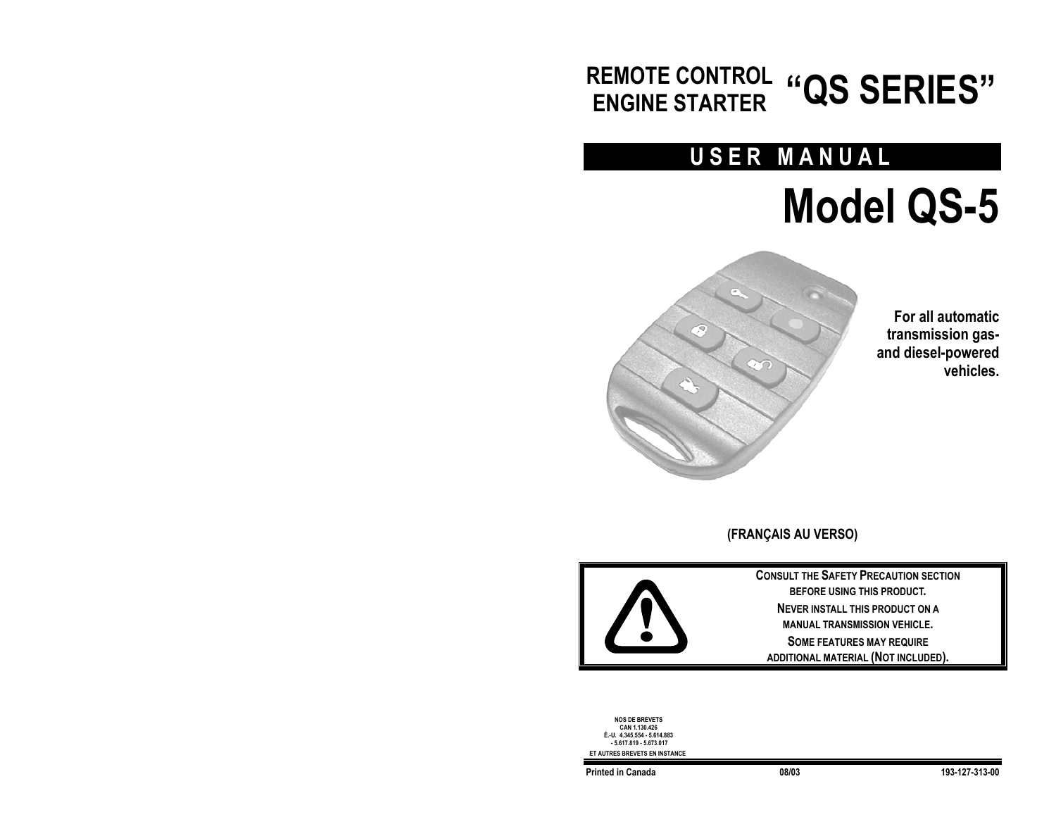# REMOTE CONTROL ENGINE STARTER "QS SERIES"

## USER MANUAL

# Model QS-5

**For all automatic transmission gas- and diesel-powered vehicles.**

**(FRANÇAIS AU VERSO)**

> **CONSULT THE SAFETY PRECAUTION SECTION BEFORE USING THIS PRODUCT.**
>
> **NEVER INSTALL THIS PRODUCT ON A MANUAL TRANSMISSION VEHICLE.**
>
> **SOME FEATURES MAY REQUIRE ADDITIONAL MATERIAL (NOT INCLUDED).**

NOS DE BREVETS
CAN 1.130.426
É.-U. 4.345.554 - 5.614.883
- 5.617.819 - 5.673.017
ET AUTRES BREVETS EN INSTANCE

Printed in Canada | 08/03 | 193-127-313-00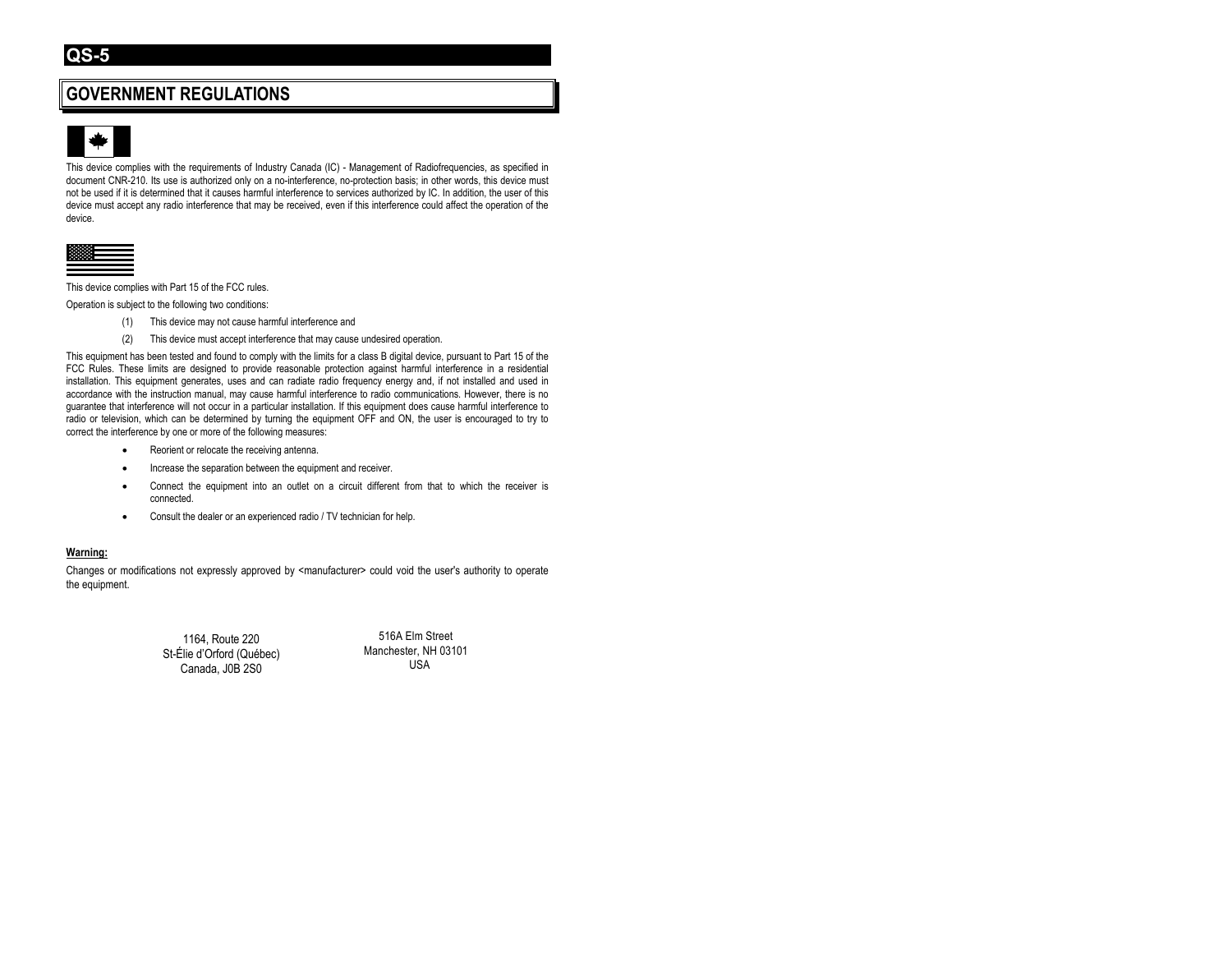# QS-5

## GOVERNMENT REGULATIONS

This device complies with the requirements of Industry Canada (IC) - Management of Radiofrequencies, as specified in document CNR-210. Its use is authorized only on a no-interference, no-protection basis; in other words, this device must not be used if it is determined that it causes harmful interference to services authorized by IC. In addition, the user of this device must accept any radio interference that may be received, even if this interference could affect the operation of the device.

This device complies with Part 15 of the FCC rules.

Operation is subject to the following two conditions:

(1) This device may not cause harmful interference and

(2) This device must accept interference that may cause undesired operation.

This equipment has been tested and found to comply with the limits for a class B digital device, pursuant to Part 15 of the FCC Rules. These limits are designed to provide reasonable protection against harmful interference in a residential installation. This equipment generates, uses and can radiate radio frequency energy and, if not installed and used in accordance with the instruction manual, may cause harmful interference to radio communications. However, there is no guarantee that interference will not occur in a particular installation. If this equipment does cause harmful interference to radio or television, which can be determined by turning the equipment OFF and ON, the user is encouraged to try to correct the interference by one or more of the following measures:

- Reorient or relocate the receiving antenna.
- Increase the separation between the equipment and receiver.
- Connect the equipment into an outlet on a circuit different from that to which the receiver is connected.
- Consult the dealer or an experienced radio / TV technician for help.

**Warning:**

Changes or modifications not expressly approved by <manufacturer> could void the user's authority to operate the equipment.

1164, Route 220
St-Élie d'Orford (Québec)
Canada, J0B 2S0

516A Elm Street
Manchester, NH 03101
USA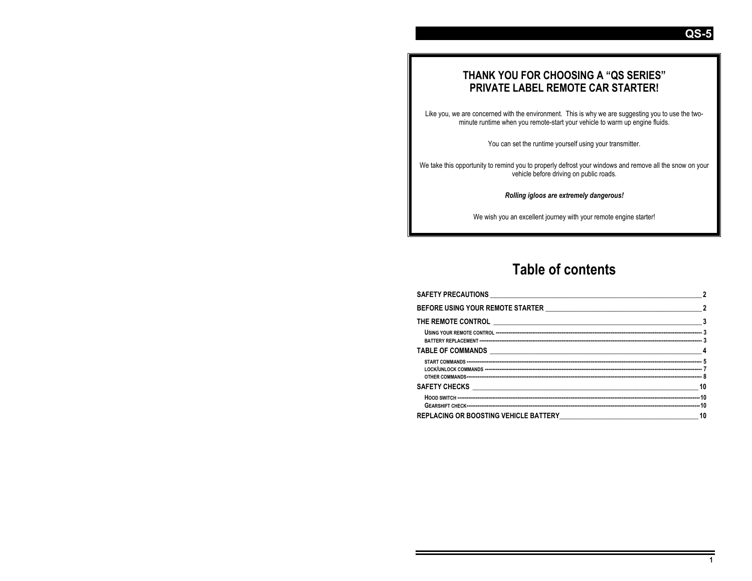**QS-5**

## THANK YOU FOR CHOOSING A "QS SERIES" PRIVATE LABEL REMOTE CAR STARTER!

Like you, we are concerned with the environment. This is why we are suggesting you to use the two-minute runtime when you remote-start your vehicle to warm up engine fluids.

You can set the runtime yourself using your transmitter.

We take this opportunity to remind you to properly defrost your windows and remove all the snow on your vehicle before driving on public roads.

***Rolling igloos are extremely dangerous!***

We wish you an excellent journey with your remote engine starter!

# Table of contents

**SAFETY PRECAUTIONS** ____ 2

**BEFORE USING YOUR REMOTE STARTER** ____ 2

**THE REMOTE CONTROL** ____ 3

- USING YOUR REMOTE CONTROL ---- 3
- BATTERY REPLACEMENT ---- 3

**TABLE OF COMMANDS** ____ 4

- START COMMANDS ---- 5
- LOCK/UNLOCK COMMANDS ---- 7
- OTHER COMMANDS ---- 8

**SAFETY CHECKS** ____ 10

- HOOD SWITCH ---- 10
- GEARSHIFT CHECK ---- 10

**REPLACING OR BOOSTING VEHICLE BATTERY** ____ 10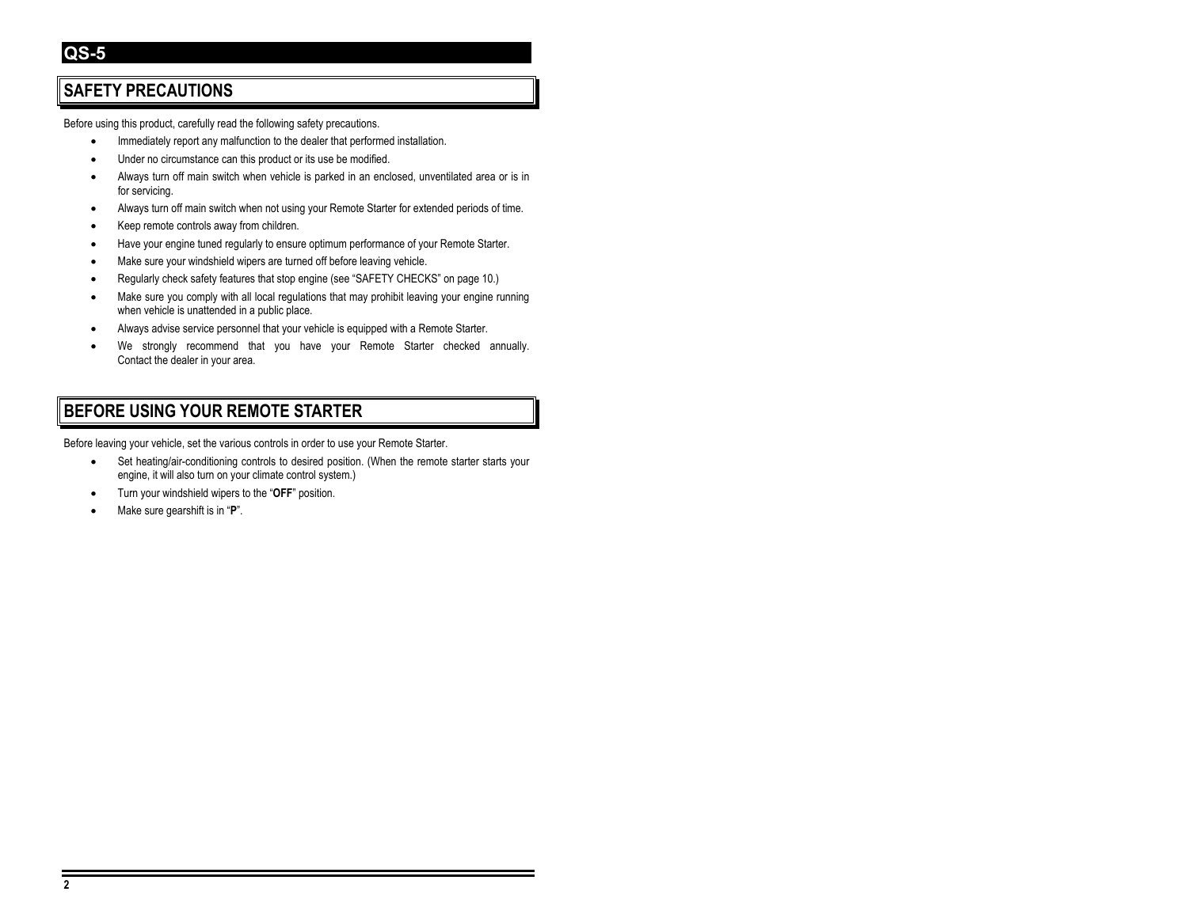## SAFETY PRECAUTIONS

Before using this product, carefully read the following safety precautions.

- Immediately report any malfunction to the dealer that performed installation.
- Under no circumstance can this product or its use be modified.
- Always turn off main switch when vehicle is parked in an enclosed, unventilated area or is in for servicing.
- Always turn off main switch when not using your Remote Starter for extended periods of time.
- Keep remote controls away from children.
- Have your engine tuned regularly to ensure optimum performance of your Remote Starter.
- Make sure your windshield wipers are turned off before leaving vehicle.
- Regularly check safety features that stop engine (see "SAFETY CHECKS" on page 10.)
- Make sure you comply with all local regulations that may prohibit leaving your engine running when vehicle is unattended in a public place.
- Always advise service personnel that your vehicle is equipped with a Remote Starter.
- We strongly recommend that you have your Remote Starter checked annually. Contact the dealer in your area.

## BEFORE USING YOUR REMOTE STARTER

Before leaving your vehicle, set the various controls in order to use your Remote Starter.

- Set heating/air-conditioning controls to desired position. (When the remote starter starts your engine, it will also turn on your climate control system.)
- Turn your windshield wipers to the "**OFF**" position.
- Make sure gearshift is in "**P**".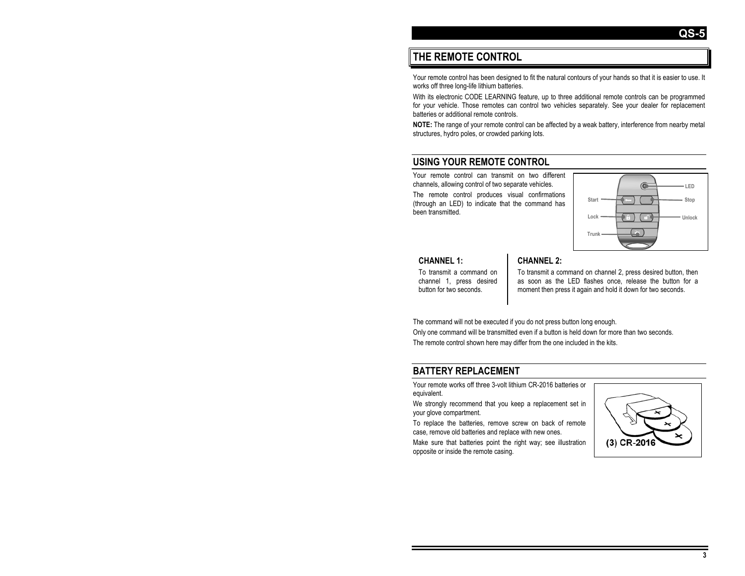## THE REMOTE CONTROL

Your remote control has been designed to fit the natural contours of your hands so that it is easier to use. It works off three long-life lithium batteries.

With its electronic CODE LEARNING feature, up to three additional remote controls can be programmed for your vehicle. Those remotes can control two vehicles separately. See your dealer for replacement batteries or additional remote controls.

**NOTE:** The range of your remote control can be affected by a weak battery, interference from nearby metal structures, hydro poles, or crowded parking lots.

## USING YOUR REMOTE CONTROL

Your remote control can transmit on two different channels, allowing control of two separate vehicles.

The remote control produces visual confirmations (through an LED) to indicate that the command has been transmitted.

LED
Start
Stop
Lock
Unlock
Trunk

### CHANNEL 1:

To transmit a command on channel 1, press desired button for two seconds.

### CHANNEL 2:

To transmit a command on channel 2, press desired button, then as soon as the LED flashes once, release the button for a moment then press it again and hold it down for two seconds.

The command will not be executed if you do not press button long enough.

Only one command will be transmitted even if a button is held down for more than two seconds.

The remote control shown here may differ from the one included in the kits.

## BATTERY REPLACEMENT

Your remote works off three 3-volt lithium CR-2016 batteries or equivalent.

We strongly recommend that you keep a replacement set in your glove compartment.

To replace the batteries, remove screw on back of remote case, remove old batteries and replace with new ones.

Make sure that batteries point the right way; see illustration opposite or inside the remote casing.

(3) CR-2016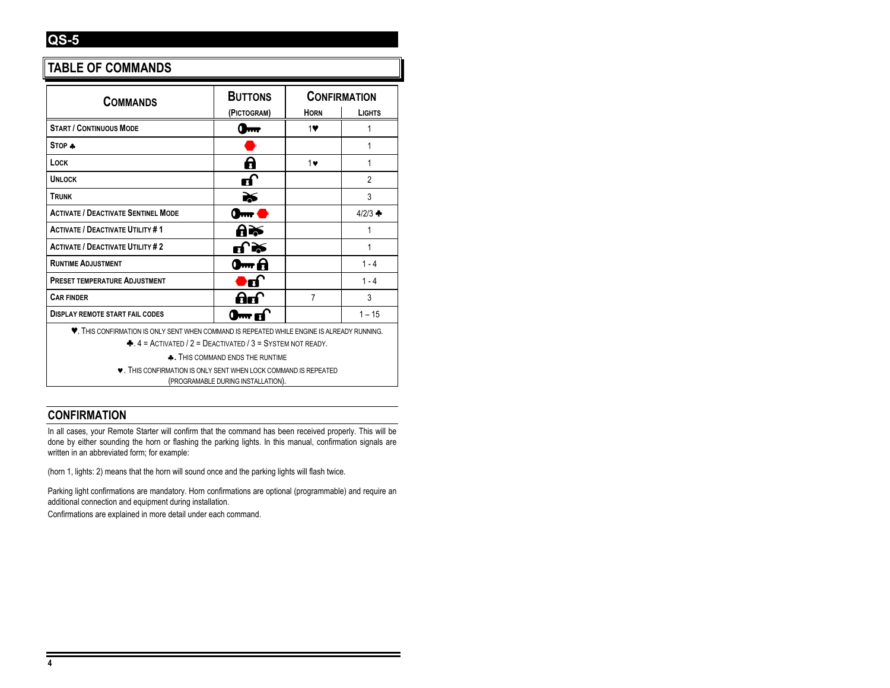## TABLE OF COMMANDS

| Commands | Buttons (Pictogram) | Confirmation | |
|---|---|---|---|
| | | Horn | Lights |
| Start / Continuous Mode | Key | 1♥ | 1 |
| Stop ♣ | Stop | | 1 |
| Lock | Lock | 1♥ | 1 |
| Unlock | Unlock | | 2 |
| Trunk | Trunk | | 3 |
| Activate / Deactivate Sentinel Mode | Key + Stop | | 4/2/3 ♣ |
| Activate / Deactivate Utility # 1 | Lock + Trunk | | 1 |
| Activate / Deactivate Utility # 2 | Unlock + Trunk | | 1 |
| Runtime Adjustment | Key + Lock | | 1 - 4 |
| Preset temperature Adjustment | Stop + Unlock | | 1 - 4 |
| Car Finder | Lock + Unlock | 7 | 3 |
| Display remote start fail codes | Key + Unlock | | 1 – 15 |

♥. This confirmation is only sent when command is repeated while engine is already running.

♣. 4 = Activated / 2 = Deactivated / 3 = System not ready.

♣. This command ends the runtime

♥. This confirmation is only sent when lock command is repeated (programable during installation).

## CONFIRMATION

In all cases, your Remote Starter will confirm that the command has been received properly. This will be done by either sounding the horn or flashing the parking lights. In this manual, confirmation signals are written in an abbreviated form; for example:

(horn 1, lights: 2) means that the horn will sound once and the parking lights will flash twice.

Parking light confirmations are mandatory. Horn confirmations are optional (programmable) and require an additional connection and equipment during installation.

Confirmations are explained in more detail under each command.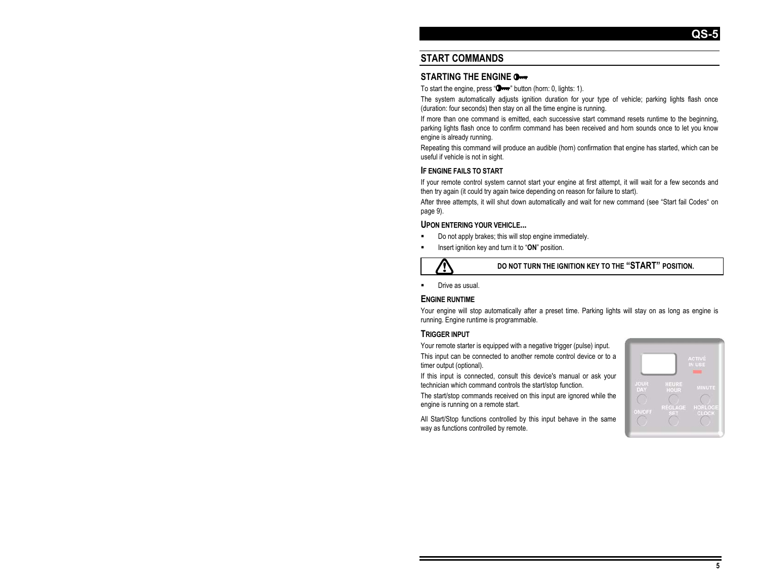## START COMMANDS

### STARTING THE ENGINE

To start the engine, press "" button (horn: 0, lights: 1).

The system automatically adjusts ignition duration for your type of vehicle; parking lights flash once (duration: four seconds) then stay on all the time engine is running.

If more than one command is emitted, each successive start command resets runtime to the beginning, parking lights flash once to confirm command has been received and horn sounds once to let you know engine is already running.

Repeating this command will produce an audible (horn) confirmation that engine has started, which can be useful if vehicle is not in sight.

#### IF ENGINE FAILS TO START

If your remote control system cannot start your engine at first attempt, it will wait for a few seconds and then try again (it could try again twice depending on reason for failure to start).

After three attempts, it will shut down automatically and wait for new command (see "Start fail Codes" on page 9).

#### UPON ENTERING YOUR VEHICLE...

- Do not apply brakes; this will stop engine immediately.
- Insert ignition key and turn it to "**ON**" position.

> ⚠ **DO NOT TURN THE IGNITION KEY TO THE "START" POSITION.**

- Drive as usual.

#### ENGINE RUNTIME

Your engine will stop automatically after a preset time. Parking lights will stay on as long as engine is running. Engine runtime is programmable.

#### TRIGGER INPUT

Your remote starter is equipped with a negative trigger (pulse) input.

This input can be connected to another remote control device or to a timer output (optional).

If this input is connected, consult this device's manual or ask your technician which command controls the start/stop function.

The start/stop commands received on this input are ignored while the engine is running on a remote start.

All Start/Stop functions controlled by this input behave in the same way as functions controlled by remote.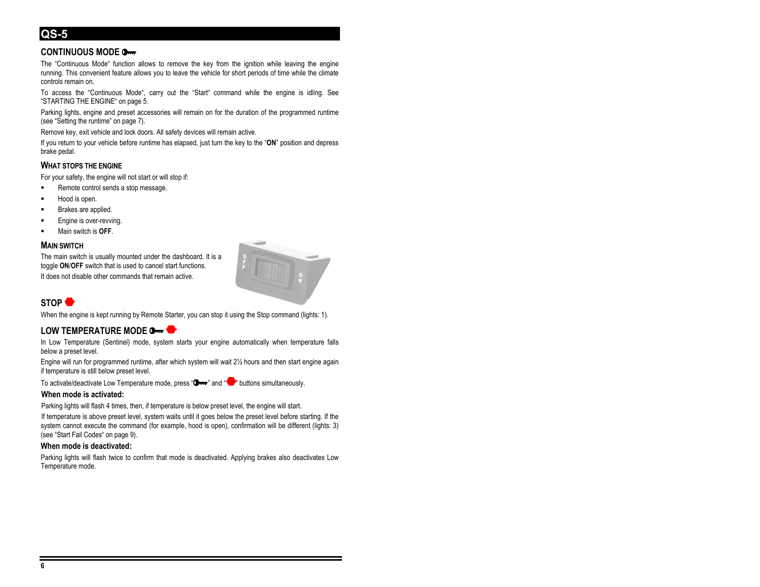# QS-5

## CONTINUOUS MODE

The “Continuous Mode“ function allows to remove the key from the ignition while leaving the engine running. This convenient feature allows you to leave the vehicle for short periods of time while the climate controls remain on.

To access the “Continuous Mode“, carry out the “Start“ command while the engine is idling. See “STARTING THE ENGINE“ on page 5.

Parking lights, engine and preset accessories will remain on for the duration of the programmed runtime (see “Setting the runtime” on page 7).

Remove key, exit vehicle and lock doors. All safety devices will remain active.

If you return to your vehicle before runtime has elapsed, just turn the key to the “**ON**” position and depress brake pedal.

### WHAT STOPS THE ENGINE

For your safety, the engine will not start or will stop if:

- Remote control sends a stop message.
- Hood is open.
- Brakes are applied.
- Engine is over-revving.
- Main switch is **OFF**.

### MAIN SWITCH

The main switch is usually mounted under the dashboard. It is a toggle **ON**/**OFF** switch that is used to cancel start functions.

It does not disable other commands that remain active.

## STOP

When the engine is kept running by Remote Starter, you can stop it using the Stop command (lights: 1).

## LOW TEMPERATURE MODE

In Low Temperature (Sentinel) mode, system starts your engine automatically when temperature falls below a preset level.

Engine will run for programmed runtime, after which system will wait 2½ hours and then start engine again if temperature is still below preset level.

To activate/deactivate Low Temperature mode, press “ ” and “ ” buttons simultaneously.

**When mode is activated:**

Parking lights will flash 4 times, then, if temperature is below preset level, the engine will start.

If temperature is above preset level, system waits until it goes below the preset level before starting. If the system cannot execute the command (for example, hood is open), confirmation will be different (lights: 3) (see “Start Fail Codes“ on page 9).

**When mode is deactivated:**

Parking lights will flash twice to confirm that mode is deactivated. Applying brakes also deactivates Low Temperature mode.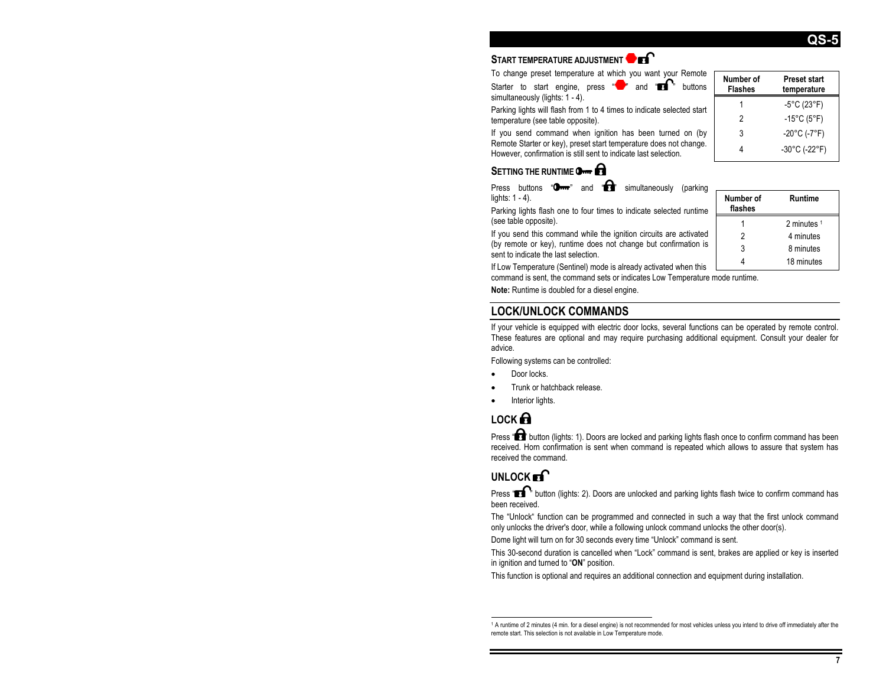## START TEMPERATURE ADJUSTMENT

To change preset temperature at which you want your Remote Starter to start engine, press "" and "" buttons simultaneously (lights: 1 - 4).

Parking lights will flash from 1 to 4 times to indicate selected start temperature (see table opposite).

If you send command when ignition has been turned on (by Remote Starter or key), preset start temperature does not change. However, confirmation is still sent to indicate last selection.

| Number of Flashes | Preset start temperature |
| --- | --- |
| 1 | -5°C (23°F) |
| 2 | -15°C (5°F) |
| 3 | -20°C (-7°F) |
| 4 | -30°C (-22°F) |

## SETTING THE RUNTIME

Press buttons "" and "" simultaneously (parking lights: 1 - 4).

Parking lights flash one to four times to indicate selected runtime (see table opposite).

If you send this command while the ignition circuits are activated (by remote or key), runtime does not change but confirmation is sent to indicate the last selection.

If Low Temperature (Sentinel) mode is already activated when this command is sent, the command sets or indicates Low Temperature mode runtime.

| Number of flashes | Runtime |
| --- | --- |
| 1 | 2 minutes [1] |
| 2 | 4 minutes |
| 3 | 8 minutes |
| 4 | 18 minutes |

**Note:** Runtime is doubled for a diesel engine.

# LOCK/UNLOCK COMMANDS

If your vehicle is equipped with electric door locks, several functions can be operated by remote control. These features are optional and may require purchasing additional equipment. Consult your dealer for advice.

Following systems can be controlled:

- Door locks.
- Trunk or hatchback release.
- Interior lights.

## LOCK

Press "" button (lights: 1). Doors are locked and parking lights flash once to confirm command has been received. Horn confirmation is sent when command is repeated which allows to assure that system has received the command.

## UNLOCK

Press "" button (lights: 2). Doors are unlocked and parking lights flash twice to confirm command has been received.

The "Unlock" function can be programmed and connected in such a way that the first unlock command only unlocks the driver's door, while a following unlock command unlocks the other door(s).

Dome light will turn on for 30 seconds every time "Unlock" command is sent.

This 30-second duration is cancelled when "Lock" command is sent, brakes are applied or key is inserted in ignition and turned to "**ON**" position.

This function is optional and requires an additional connection and equipment during installation.

[1] A runtime of 2 minutes (4 min. for a diesel engine) is not recommended for most vehicles unless you intend to drive off immediately after the remote start. This selection is not available in Low Temperature mode.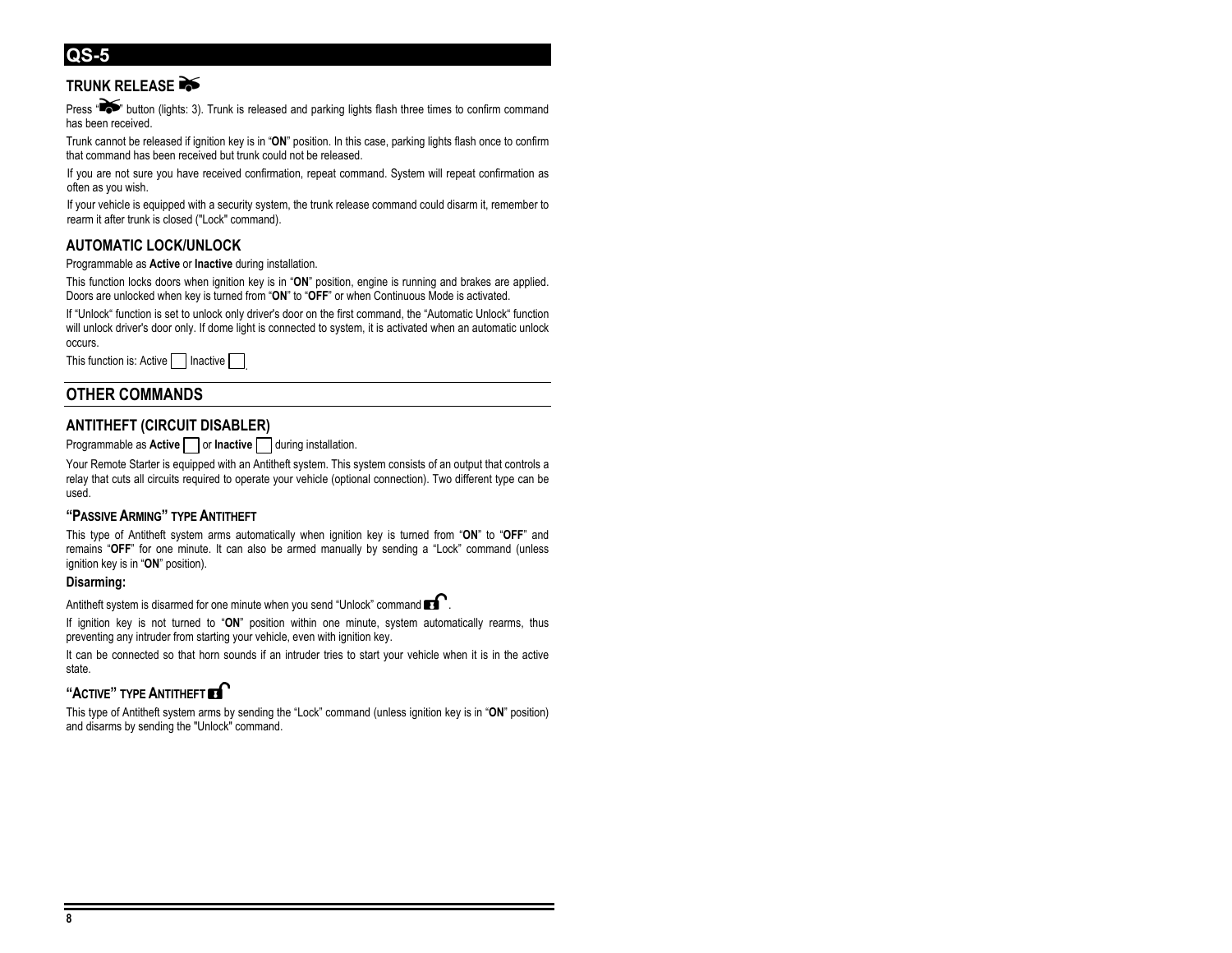## QS-5

### TRUNK RELEASE

Press "" button (lights: 3). Trunk is released and parking lights flash three times to confirm command has been received.

Trunk cannot be released if ignition key is in "**ON**" position. In this case, parking lights flash once to confirm that command has been received but trunk could not be released.

If you are not sure you have received confirmation, repeat command. System will repeat confirmation as often as you wish.

If your vehicle is equipped with a security system, the trunk release command could disarm it, remember to rearm it after trunk is closed ("Lock" command).

### AUTOMATIC LOCK/UNLOCK

Programmable as **Active** or **Inactive** during installation.

This function locks doors when ignition key is in "**ON**" position, engine is running and brakes are applied. Doors are unlocked when key is turned from "**ON**" to "**OFF**" or when Continuous Mode is activated.

If "Unlock" function is set to unlock only driver's door on the first command, the "Automatic Unlock" function will unlock driver's door only. If dome light is connected to system, it is activated when an automatic unlock occurs.

This function is: Active ☐ Inactive ☐

## OTHER COMMANDS

### ANTITHEFT (CIRCUIT DISABLER)

Programmable as **Active** ☐ or **Inactive** ☐ during installation.

Your Remote Starter is equipped with an Antitheft system. This system consists of an output that controls a relay that cuts all circuits required to operate your vehicle (optional connection). Two different type can be used.

#### "PASSIVE ARMING" TYPE ANTITHEFT

This type of Antitheft system arms automatically when ignition key is turned from "**ON**" to "**OFF**" and remains "**OFF**" for one minute. It can also be armed manually by sending a "Lock" command (unless ignition key is in "**ON**" position).

**Disarming:**

Antitheft system is disarmed for one minute when you send "Unlock" command .

If ignition key is not turned to "**ON**" position within one minute, system automatically rearms, thus preventing any intruder from starting your vehicle, even with ignition key.

It can be connected so that horn sounds if an intruder tries to start your vehicle when it is in the active state.

#### "ACTIVE" TYPE ANTITHEFT

This type of Antitheft system arms by sending the "Lock" command (unless ignition key is in "**ON**" position) and disarms by sending the "Unlock" command.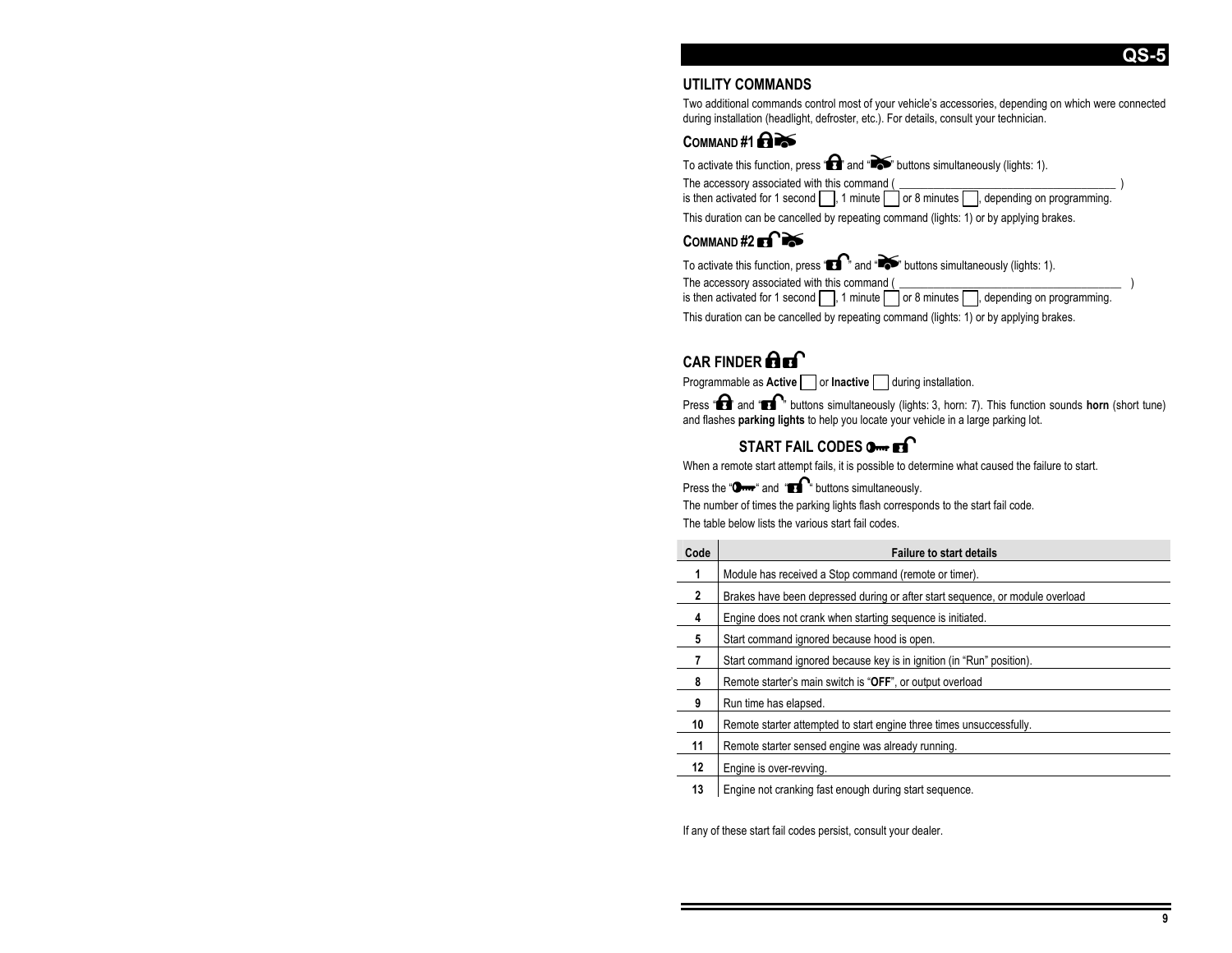## UTILITY COMMANDS

Two additional commands control most of your vehicle's accessories, depending on which were connected during installation (headlight, defroster, etc.). For details, consult your technician.

### COMMAND #1

To activate this function, press "" and "" buttons simultaneously (lights: 1).

The accessory associated with this command ( ______________________________ )
is then activated for 1 second ☐, 1 minute ☐ or 8 minutes ☐, depending on programming.

This duration can be cancelled by repeating command (lights: 1) or by applying brakes.

### COMMAND #2

To activate this function, press "" and "" buttons simultaneously (lights: 1).

The accessory associated with this command ( ______________________________ )
is then activated for 1 second ☐, 1 minute ☐ or 8 minutes ☐, depending on programming.

This duration can be cancelled by repeating command (lights: 1) or by applying brakes.

## CAR FINDER

Programmable as **Active** ☐ or **Inactive** ☐ during installation.

Press "" and "" buttons simultaneously (lights: 3, horn: 7). This function sounds **horn** (short tune) and flashes **parking lights** to help you locate your vehicle in a large parking lot.

## START FAIL CODES

When a remote start attempt fails, it is possible to determine what caused the failure to start.

Press the "" and "" buttons simultaneously.

The number of times the parking lights flash corresponds to the start fail code.

The table below lists the various start fail codes.

| Code | Failure to start details |
|---|---|
| 1 | Module has received a Stop command (remote or timer). |
| 2 | Brakes have been depressed during or after start sequence, or module overload |
| 4 | Engine does not crank when starting sequence is initiated. |
| 5 | Start command ignored because hood is open. |
| 7 | Start command ignored because key is in ignition (in "Run" position). |
| 8 | Remote starter's main switch is "**OFF**", or output overload |
| 9 | Run time has elapsed. |
| 10 | Remote starter attempted to start engine three times unsuccessfully. |
| 11 | Remote starter sensed engine was already running. |
| 12 | Engine is over-revving. |
| 13 | Engine not cranking fast enough during start sequence. |

If any of these start fail codes persist, consult your dealer.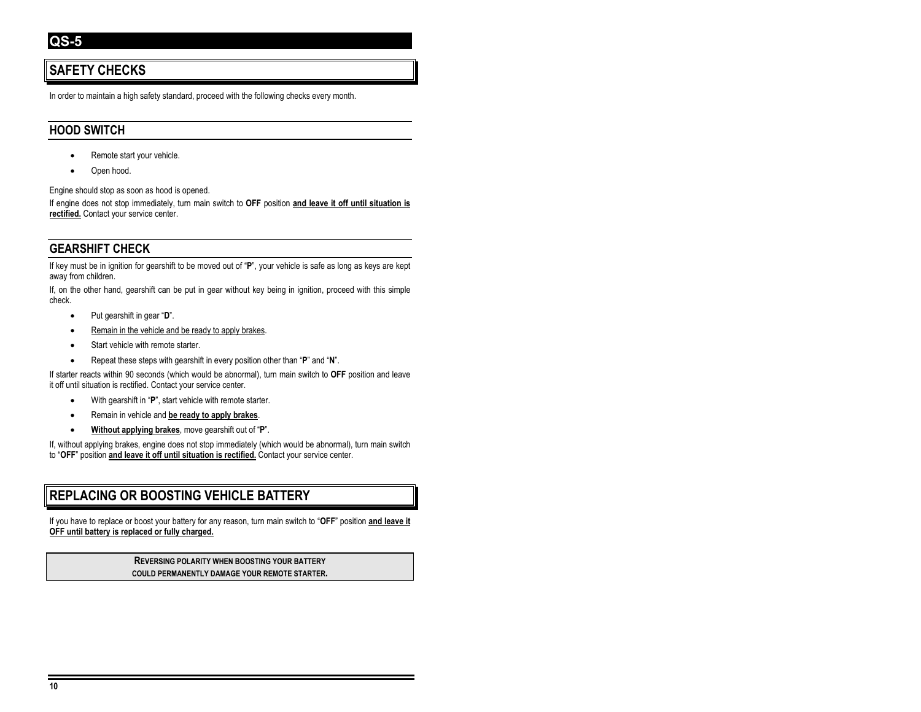# QS-5

## SAFETY CHECKS

In order to maintain a high safety standard, proceed with the following checks every month.

### HOOD SWITCH

- Remote start your vehicle.
- Open hood.

Engine should stop as soon as hood is opened.

If engine does not stop immediately, turn main switch to **OFF** position **and leave it off until situation is rectified.** Contact your service center.

### GEARSHIFT CHECK

If key must be in ignition for gearshift to be moved out of "**P**", your vehicle is safe as long as keys are kept away from children.

If, on the other hand, gearshift can be put in gear without key being in ignition, proceed with this simple check.

- Put gearshift in gear "**D**".
- Remain in the vehicle and be ready to apply brakes.
- Start vehicle with remote starter.
- Repeat these steps with gearshift in every position other than "**P**" and "**N**".

If starter reacts within 90 seconds (which would be abnormal), turn main switch to **OFF** position and leave it off until situation is rectified. Contact your service center.

- With gearshift in "**P**", start vehicle with remote starter.
- Remain in vehicle and **be ready to apply brakes**.
- **Without applying brakes**, move gearshift out of "**P**".

If, without applying brakes, engine does not stop immediately (which would be abnormal), turn main switch to "**OFF**" position **and leave it off until situation is rectified.** Contact your service center.

## REPLACING OR BOOSTING VEHICLE BATTERY

If you have to replace or boost your battery for any reason, turn main switch to "**OFF**" position **and leave it OFF until battery is replaced or fully charged.**

**REVERSING POLARITY WHEN BOOSTING YOUR BATTERY COULD PERMANENTLY DAMAGE YOUR REMOTE STARTER.**